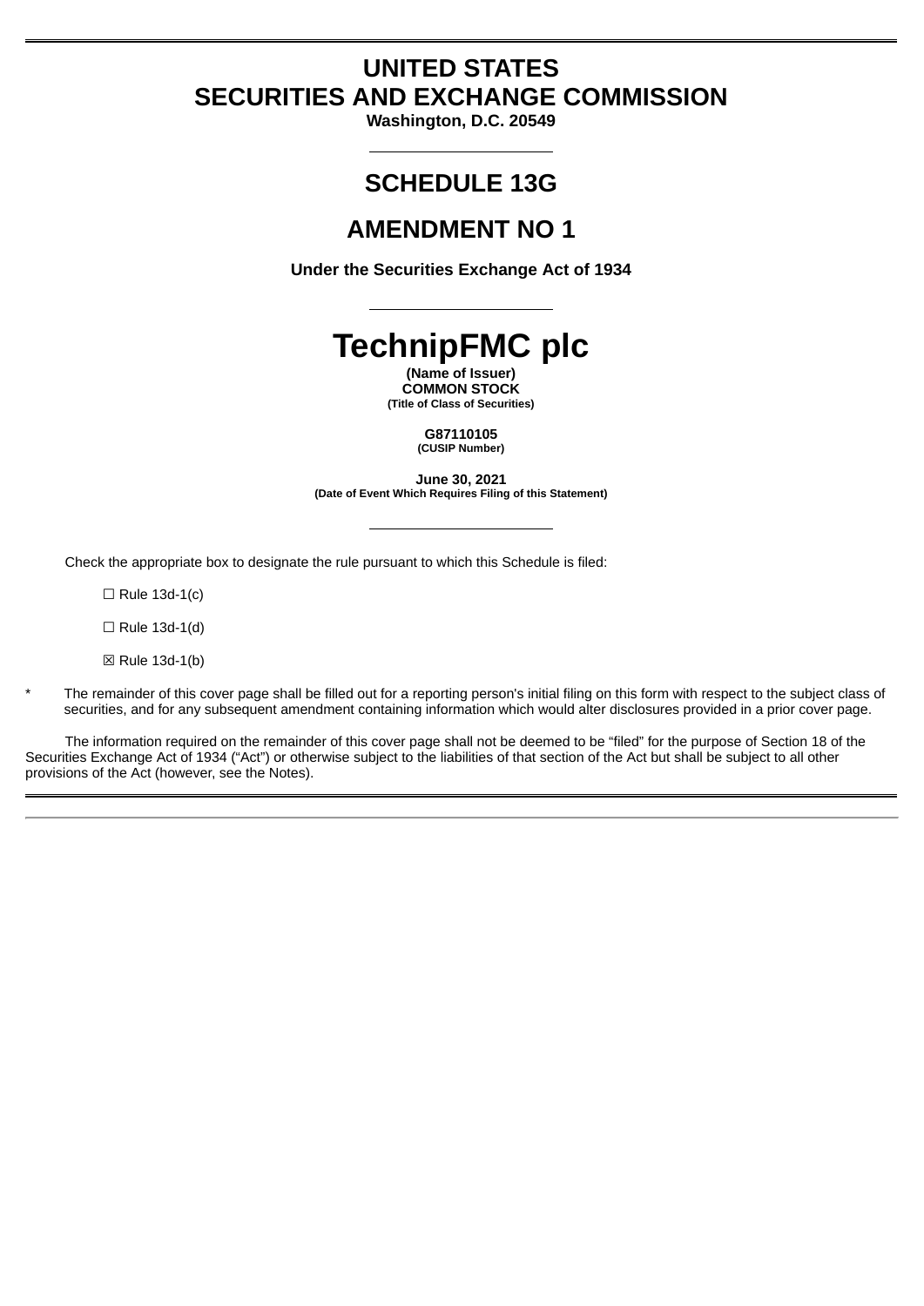# UNITED STATES
# SECURITIES AND EXCHANGE COMMISSION

**Washington, D.C. 20549**

---

## SCHEDULE 13G

## AMENDMENT NO 1

**Under the Securities Exchange Act of 1934**

---

# TechnipFMC plc

**(Name of Issuer)**

**COMMON STOCK**

**(Title of Class of Securities)**

**G87110105**

**(CUSIP Number)**

**June 30, 2021**

**(Date of Event Which Requires Filing of this Statement)**

---

Check the appropriate box to designate the rule pursuant to which this Schedule is filed:

☐ Rule 13d-1(c)

☐ Rule 13d-1(d)

☒ Rule 13d-1(b)

\* The remainder of this cover page shall be filled out for a reporting person's initial filing on this form with respect to the subject class of securities, and for any subsequent amendment containing information which would alter disclosures provided in a prior cover page.

The information required on the remainder of this cover page shall not be deemed to be "filed" for the purpose of Section 18 of the Securities Exchange Act of 1934 ("Act") or otherwise subject to the liabilities of that section of the Act but shall be subject to all other provisions of the Act (however, see the Notes).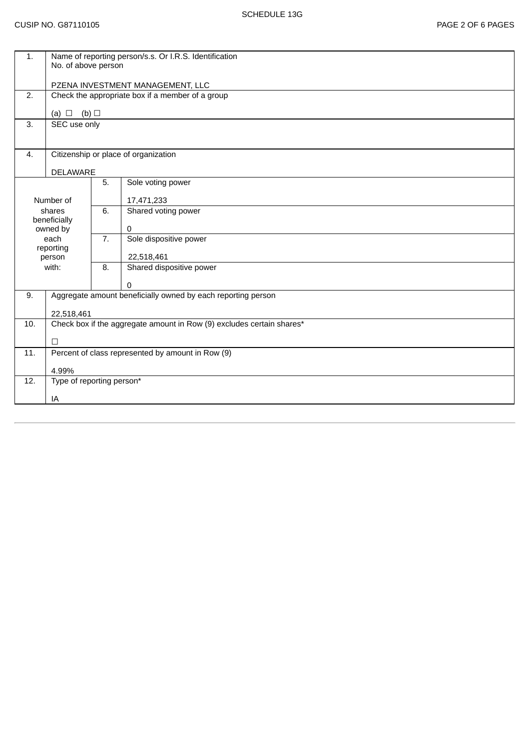SCHEDULE 13G

CUSIP NO. G87110105

| | | | |
|---|---|---|---|
| 1. | Name of reporting person/s.s. Or I.R.S. Identification No. of above person<br><br>PZENA INVESTMENT MANAGEMENT, LLC | | |
| 2. | Check the appropriate box if a member of a group<br><br>(a) ☐ (b) ☐ | | |
| 3. | SEC use only | | |
| 4. | Citizenship or place of organization<br><br>DELAWARE | | |
| Number of shares beneficially owned by each reporting person with: | | 5. | Sole voting power<br><br>17,471,233 |
| | | 6. | Shared voting power<br><br>0 |
| | | 7. | Sole dispositive power<br><br>22,518,461 |
| | | 8. | Shared dispositive power<br><br>0 |
| 9. | Aggregate amount beneficially owned by each reporting person<br><br>22,518,461 | | |
| 10. | Check box if the aggregate amount in Row (9) excludes certain shares*<br><br>☐ | | |
| 11. | Percent of class represented by amount in Row (9)<br><br>4.99% | | |
| 12. | Type of reporting person*<br><br>IA | | |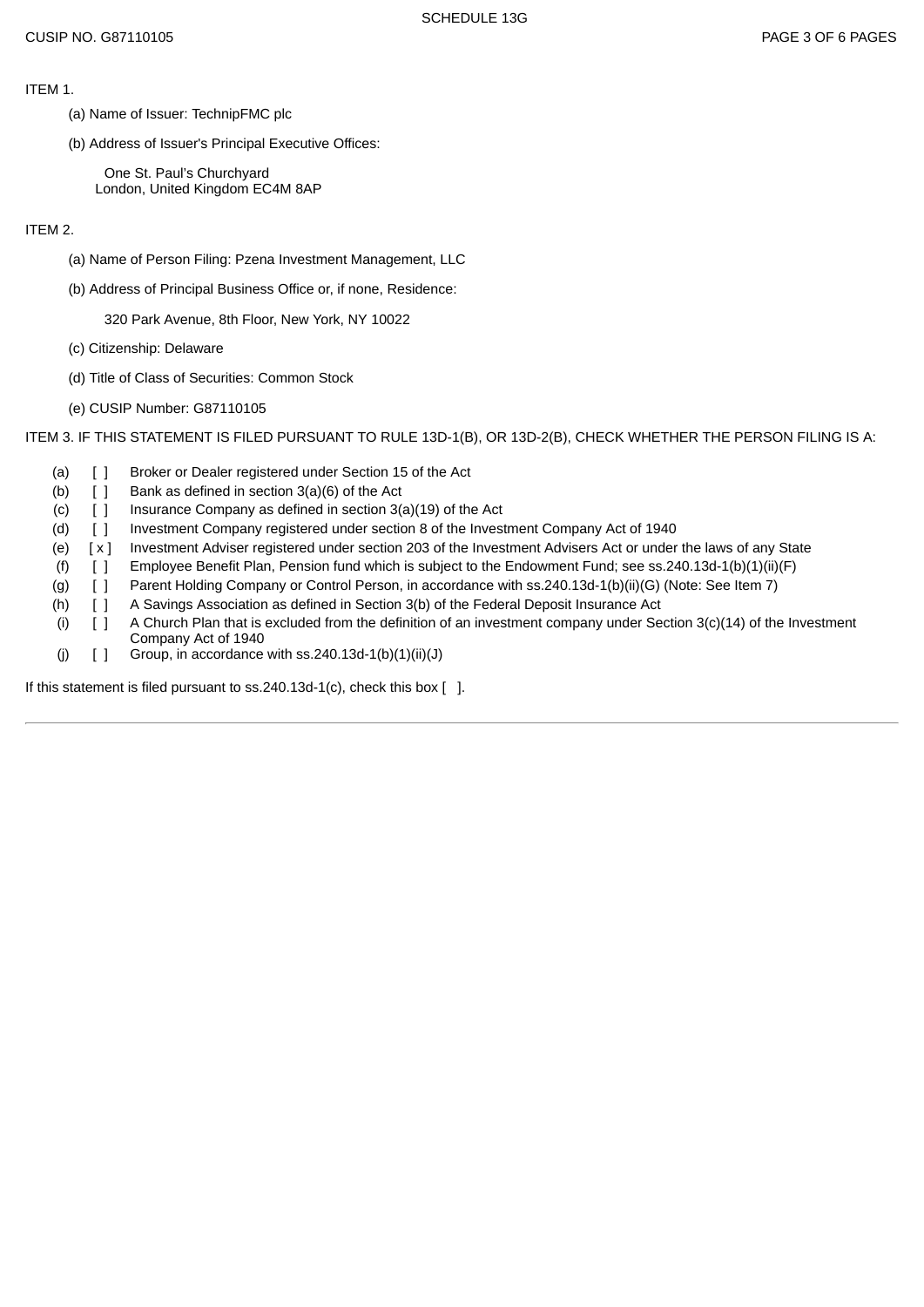ITEM 1.

(a) Name of Issuer: TechnipFMC plc

(b) Address of Issuer's Principal Executive Offices:

One St. Paul's Churchyard
London, United Kingdom EC4M 8AP

ITEM 2.

(a) Name of Person Filing: Pzena Investment Management, LLC

(b) Address of Principal Business Office or, if none, Residence:

320 Park Avenue, 8th Floor, New York, NY 10022

(c) Citizenship: Delaware

(d) Title of Class of Securities: Common Stock

(e) CUSIP Number: G87110105

ITEM 3. IF THIS STATEMENT IS FILED PURSUANT TO RULE 13D-1(B), OR 13D-2(B), CHECK WHETHER THE PERSON FILING IS A:

(a) [ ] Broker or Dealer registered under Section 15 of the Act
(b) [ ] Bank as defined in section 3(a)(6) of the Act
(c) [ ] Insurance Company as defined in section 3(a)(19) of the Act
(d) [ ] Investment Company registered under section 8 of the Investment Company Act of 1940
(e) [ x ] Investment Adviser registered under section 203 of the Investment Advisers Act or under the laws of any State
(f) [ ] Employee Benefit Plan, Pension fund which is subject to the Endowment Fund; see ss.240.13d-1(b)(1)(ii)(F)
(g) [ ] Parent Holding Company or Control Person, in accordance with ss.240.13d-1(b)(ii)(G) (Note: See Item 7)
(h) [ ] A Savings Association as defined in Section 3(b) of the Federal Deposit Insurance Act
(i) [ ] A Church Plan that is excluded from the definition of an investment company under Section 3(c)(14) of the Investment Company Act of 1940
(j) [ ] Group, in accordance with ss.240.13d-1(b)(1)(ii)(J)

If this statement is filed pursuant to ss.240.13d-1(c), check this box [ ].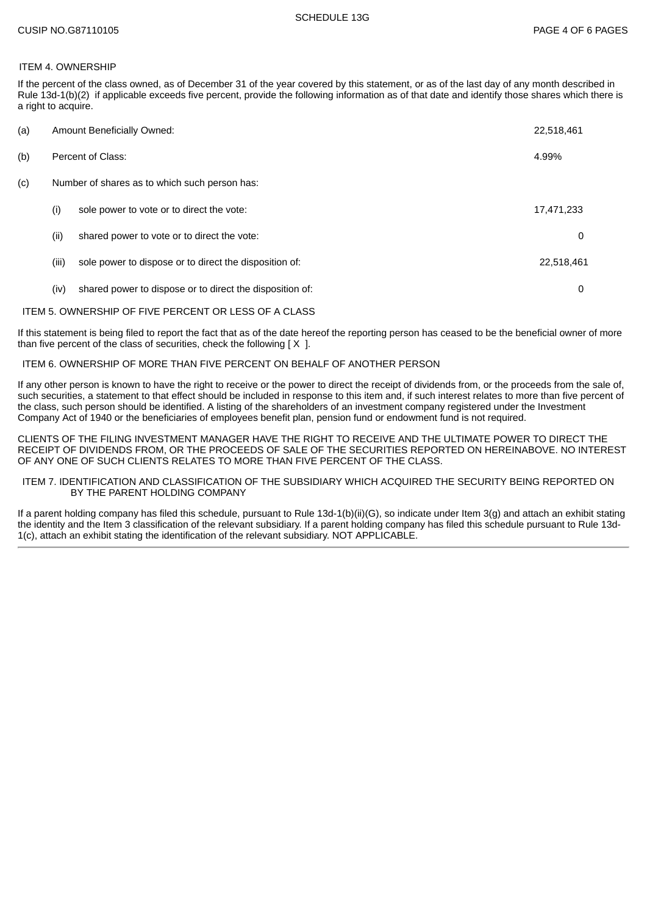ITEM 4. OWNERSHIP

If the percent of the class owned, as of December 31 of the year covered by this statement, or as of the last day of any month described in Rule 13d-1(b)(2) if applicable exceeds five percent, provide the following information as of that date and identify those shares which there is a right to acquire.

| | | | |
|---|---|---|---|
| (a) | Amount Beneficially Owned: | | 22,518,461 |
| (b) | Percent of Class: | | 4.99% |
| (c) | Number of shares as to which such person has: | | |
| | (i) | sole power to vote or to direct the vote: | 17,471,233 |
| | (ii) | shared power to vote or to direct the vote: | 0 |
| | (iii) | sole power to dispose or to direct the disposition of: | 22,518,461 |
| | (iv) | shared power to dispose or to direct the disposition of: | 0 |

ITEM 5. OWNERSHIP OF FIVE PERCENT OR LESS OF A CLASS

If this statement is being filed to report the fact that as of the date hereof the reporting person has ceased to be the beneficial owner of more than five percent of the class of securities, check the following [ X ].

ITEM 6. OWNERSHIP OF MORE THAN FIVE PERCENT ON BEHALF OF ANOTHER PERSON

If any other person is known to have the right to receive or the power to direct the receipt of dividends from, or the proceeds from the sale of, such securities, a statement to that effect should be included in response to this item and, if such interest relates to more than five percent of the class, such person should be identified. A listing of the shareholders of an investment company registered under the Investment Company Act of 1940 or the beneficiaries of employees benefit plan, pension fund or endowment fund is not required.

CLIENTS OF THE FILING INVESTMENT MANAGER HAVE THE RIGHT TO RECEIVE AND THE ULTIMATE POWER TO DIRECT THE RECEIPT OF DIVIDENDS FROM, OR THE PROCEEDS OF SALE OF THE SECURITIES REPORTED ON HEREINABOVE. NO INTEREST OF ANY ONE OF SUCH CLIENTS RELATES TO MORE THAN FIVE PERCENT OF THE CLASS.

ITEM 7. IDENTIFICATION AND CLASSIFICATION OF THE SUBSIDIARY WHICH ACQUIRED THE SECURITY BEING REPORTED ON BY THE PARENT HOLDING COMPANY

If a parent holding company has filed this schedule, pursuant to Rule 13d-1(b)(ii)(G), so indicate under Item 3(g) and attach an exhibit stating the identity and the Item 3 classification of the relevant subsidiary. If a parent holding company has filed this schedule pursuant to Rule 13d-1(c), attach an exhibit stating the identification of the relevant subsidiary. NOT APPLICABLE.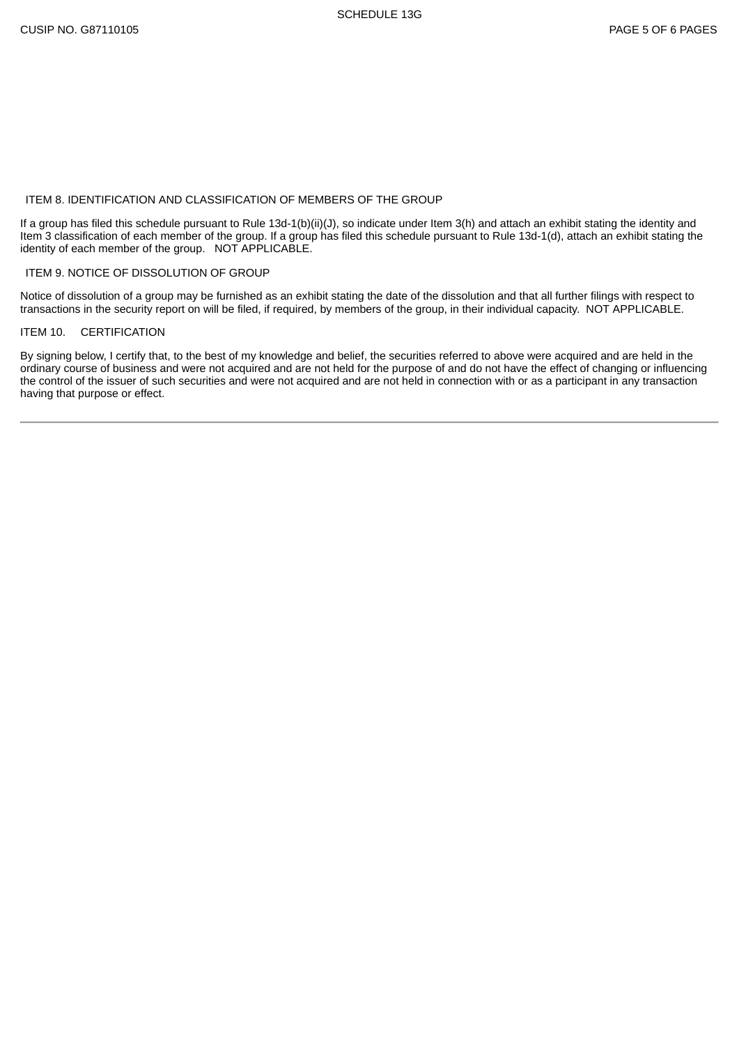ITEM 8. IDENTIFICATION AND CLASSIFICATION OF MEMBERS OF THE GROUP

If a group has filed this schedule pursuant to Rule 13d-1(b)(ii)(J), so indicate under Item 3(h) and attach an exhibit stating the identity and Item 3 classification of each member of the group. If a group has filed this schedule pursuant to Rule 13d-1(d), attach an exhibit stating the identity of each member of the group. NOT APPLICABLE.

ITEM 9. NOTICE OF DISSOLUTION OF GROUP

Notice of dissolution of a group may be furnished as an exhibit stating the date of the dissolution and that all further filings with respect to transactions in the security report on will be filed, if required, by members of the group, in their individual capacity. NOT APPLICABLE.

ITEM 10. CERTIFICATION

By signing below, I certify that, to the best of my knowledge and belief, the securities referred to above were acquired and are held in the ordinary course of business and were not acquired and are not held for the purpose of and do not have the effect of changing or influencing the control of the issuer of such securities and were not acquired and are not held in connection with or as a participant in any transaction having that purpose or effect.

---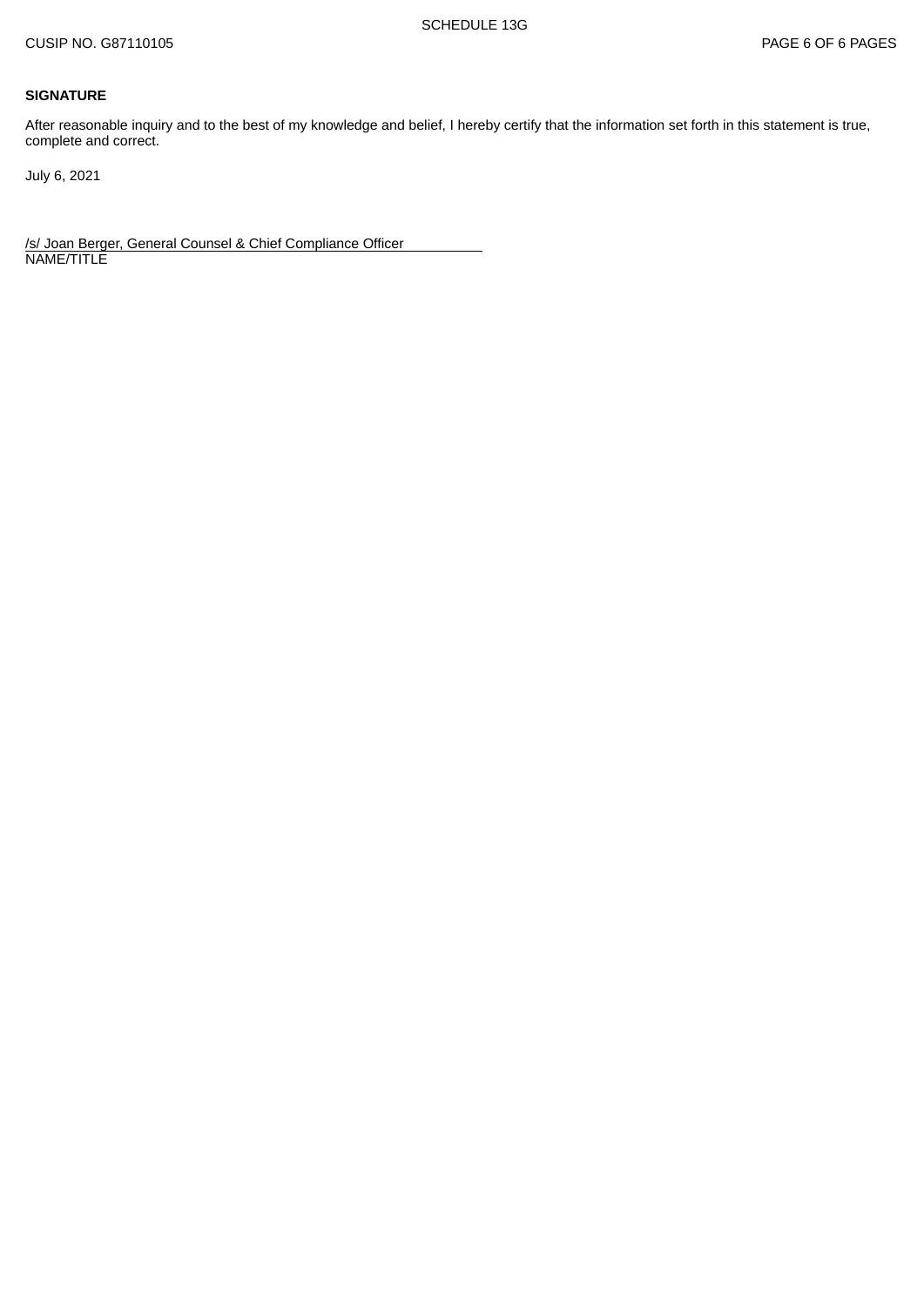**SIGNATURE**

After reasonable inquiry and to the best of my knowledge and belief, I hereby certify that the information set forth in this statement is true, complete and correct.

July 6, 2021

/s/ Joan Berger, General Counsel & Chief Compliance Officer
NAME/TITLE